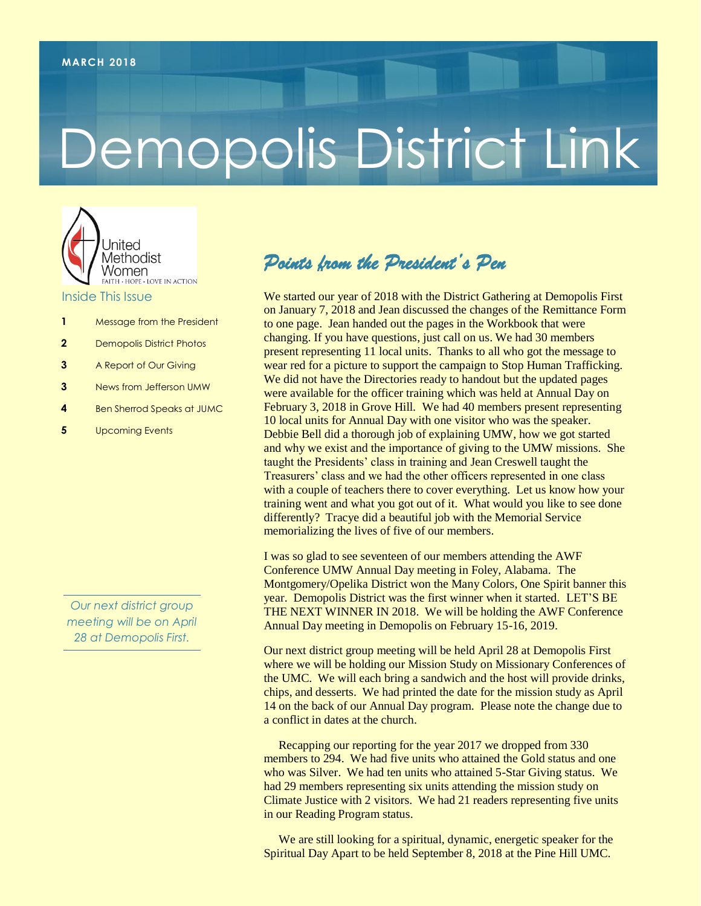MARCH 2018

# Demopolis District Link

United Methodist Women
FAITH • HOPE • LOVE IN ACTION

## Inside This Issue

| | |
|---|---|
| **1** | Message from the President |
| **2** | Demopolis District Photos |
| **3** | A Report of Our Giving |
| **3** | News from Jefferson UMW |
| **4** | Ben Sherrod Speaks at JUMC |
| **5** | Upcoming Events |

*Our next district group meeting will be on April 28 at Demopolis First.*

## *Points from the President's Pen*

We started our year of 2018 with the District Gathering at Demopolis First on January 7, 2018 and Jean discussed the changes of the Remittance Form to one page. Jean handed out the pages in the Workbook that were changing. If you have questions, just call on us. We had 30 members present representing 11 local units. Thanks to all who got the message to wear red for a picture to support the campaign to Stop Human Trafficking. We did not have the Directories ready to handout but the updated pages were available for the officer training which was held at Annual Day on February 3, 2018 in Grove Hill. We had 40 members present representing 10 local units for Annual Day with one visitor who was the speaker. Debbie Bell did a thorough job of explaining UMW, how we got started and why we exist and the importance of giving to the UMW missions. She taught the Presidents' class in training and Jean Creswell taught the Treasurers' class and we had the other officers represented in one class with a couple of teachers there to cover everything. Let us know how your training went and what you got out of it. What would you like to see done differently? Tracye did a beautiful job with the Memorial Service memorializing the lives of five of our members.

I was so glad to see seventeen of our members attending the AWF Conference UMW Annual Day meeting in Foley, Alabama. The Montgomery/Opelika District won the Many Colors, One Spirit banner this year. Demopolis District was the first winner when it started. LET'S BE THE NEXT WINNER IN 2018. We will be holding the AWF Conference Annual Day meeting in Demopolis on February 15-16, 2019.

Our next district group meeting will be held April 28 at Demopolis First where we will be holding our Mission Study on Missionary Conferences of the UMC. We will each bring a sandwich and the host will provide drinks, chips, and desserts. We had printed the date for the mission study as April 14 on the back of our Annual Day program. Please note the change due to a conflict in dates at the church.

Recapping our reporting for the year 2017 we dropped from 330 members to 294. We had five units who attained the Gold status and one who was Silver. We had ten units who attained 5-Star Giving status. We had 29 members representing six units attending the mission study on Climate Justice with 2 visitors. We had 21 readers representing five units in our Reading Program status.

We are still looking for a spiritual, dynamic, energetic speaker for the Spiritual Day Apart to be held September 8, 2018 at the Pine Hill UMC.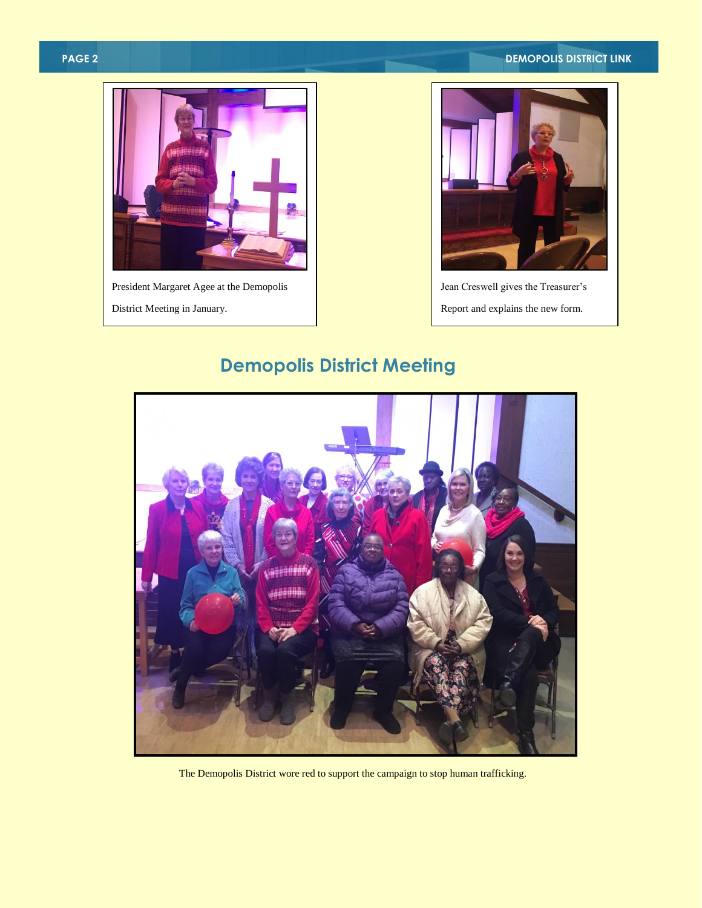President Margaret Agee at the Demopolis District Meeting in January.

Jean Creswell gives the Treasurer's Report and explains the new form.

## Demopolis District Meeting

The Demopolis District wore red to support the campaign to stop human trafficking.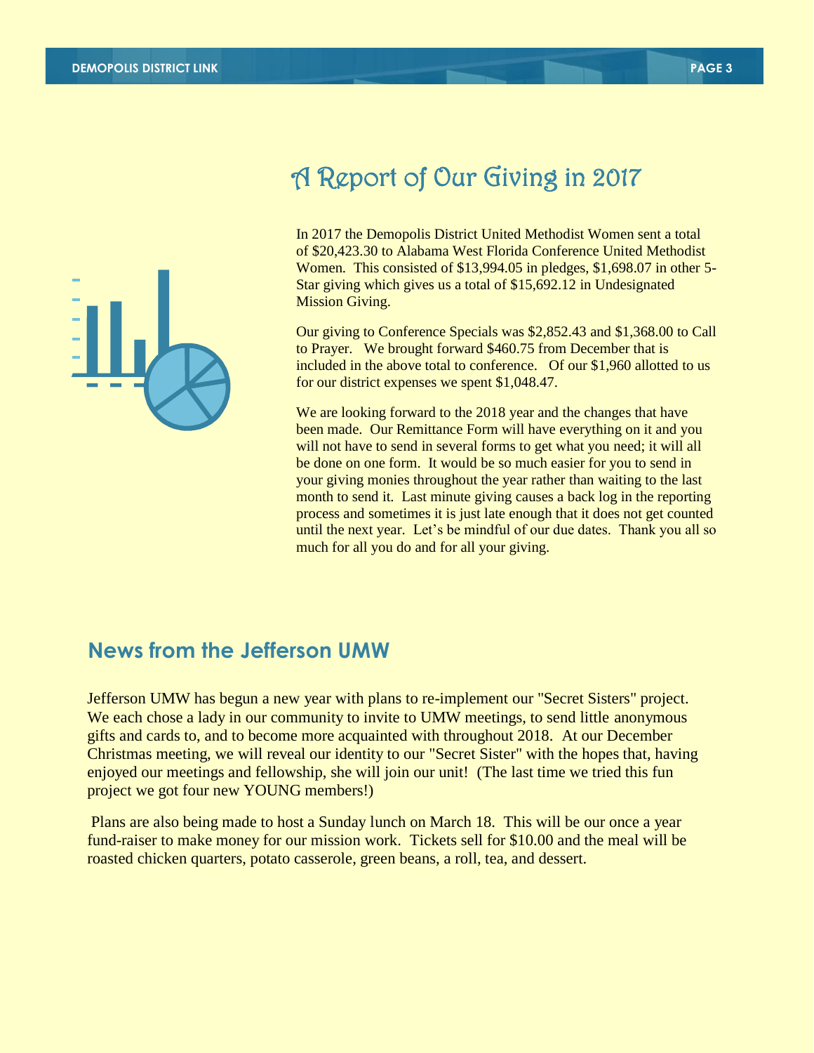# A Report of Our Giving in 2017

In 2017 the Demopolis District United Methodist Women sent a total of $20,423.30 to Alabama West Florida Conference United Methodist Women. This consisted of $13,994.05 in pledges, $1,698.07 in other 5-Star giving which gives us a total of $15,692.12 in Undesignated Mission Giving.

Our giving to Conference Specials was $2,852.43 and $1,368.00 to Call to Prayer. We brought forward $460.75 from December that is included in the above total to conference. Of our $1,960 allotted to us for our district expenses we spent $1,048.47.

We are looking forward to the 2018 year and the changes that have been made. Our Remittance Form will have everything on it and you will not have to send in several forms to get what you need; it will all be done on one form. It would be so much easier for you to send in your giving monies throughout the year rather than waiting to the last month to send it. Last minute giving causes a back log in the reporting process and sometimes it is just late enough that it does not get counted until the next year. Let's be mindful of our due dates. Thank you all so much for all you do and for all your giving.

## News from the Jefferson UMW

Jefferson UMW has begun a new year with plans to re-implement our "Secret Sisters" project. We each chose a lady in our community to invite to UMW meetings, to send little anonymous gifts and cards to, and to become more acquainted with throughout 2018. At our December Christmas meeting, we will reveal our identity to our "Secret Sister" with the hopes that, having enjoyed our meetings and fellowship, she will join our unit! (The last time we tried this fun project we got four new YOUNG members!)

Plans are also being made to host a Sunday lunch on March 18. This will be our once a year fund-raiser to make money for our mission work. Tickets sell for $10.00 and the meal will be roasted chicken quarters, potato casserole, green beans, a roll, tea, and dessert.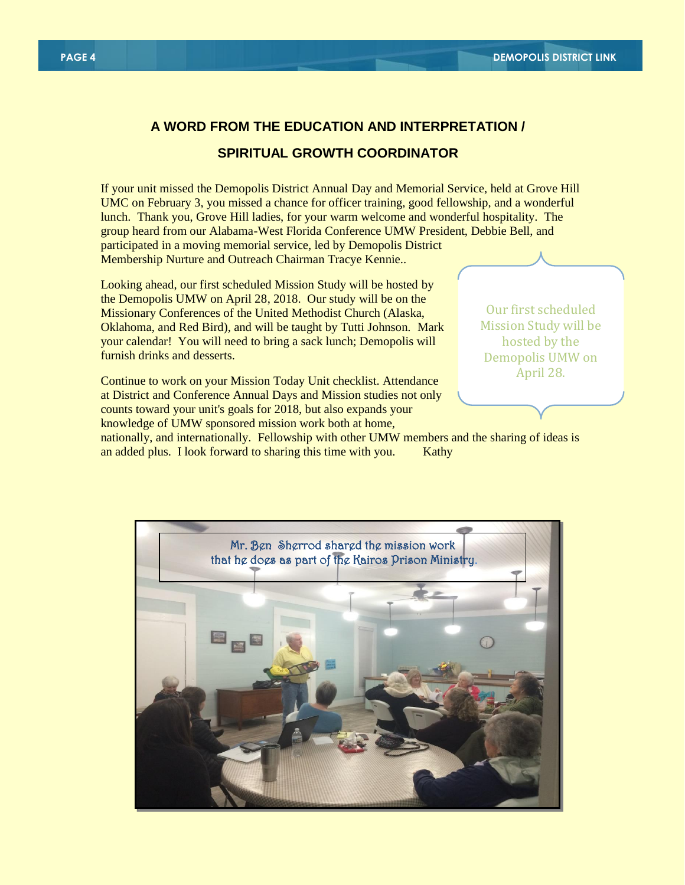## A WORD FROM THE EDUCATION AND INTERPRETATION / SPIRITUAL GROWTH COORDINATOR

If your unit missed the Demopolis District Annual Day and Memorial Service, held at Grove Hill UMC on February 3, you missed a chance for officer training, good fellowship, and a wonderful lunch. Thank you, Grove Hill ladies, for your warm welcome and wonderful hospitality. The group heard from our Alabama-West Florida Conference UMW President, Debbie Bell, and participated in a moving memorial service, led by Demopolis District Membership Nurture and Outreach Chairman Tracye Kennie..

Looking ahead, our first scheduled Mission Study will be hosted by the Demopolis UMW on April 28, 2018. Our study will be on the Missionary Conferences of the United Methodist Church (Alaska, Oklahoma, and Red Bird), and will be taught by Tutti Johnson. Mark your calendar! You will need to bring a sack lunch; Demopolis will furnish drinks and desserts.

> Our first scheduled Mission Study will be hosted by the Demopolis UMW on April 28.

Continue to work on your Mission Today Unit checklist. Attendance at District and Conference Annual Days and Mission studies not only counts toward your unit's goals for 2018, but also expands your knowledge of UMW sponsored mission work both at home, nationally, and internationally. Fellowship with other UMW members and the sharing of ideas is an added plus. I look forward to sharing this time with you. Kathy

Mr. Ben Sherrod shared the mission work that he does as part of the Kairos Prison Ministry.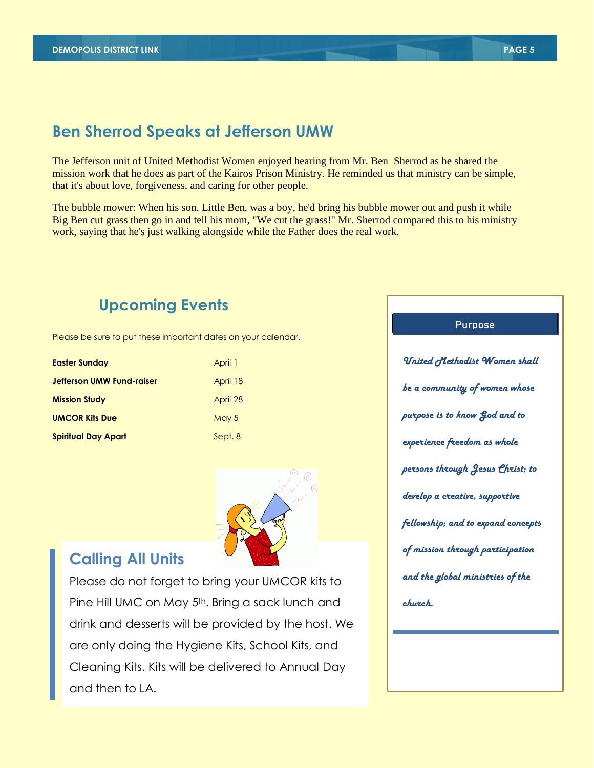## Ben Sherrod Speaks at Jefferson UMW

The Jefferson unit of United Methodist Women enjoyed hearing from Mr. Ben Sherrod as he shared the mission work that he does as part of the Kairos Prison Ministry. He reminded us that ministry can be simple, that it's about love, forgiveness, and caring for other people.

The bubble mower: When his son, Little Ben, was a boy, he'd bring his bubble mower out and push it while Big Ben cut grass then go in and tell his mom, "We cut the grass!" Mr. Sherrod compared this to his ministry work, saying that he's just walking alongside while the Father does the real work.

## Upcoming Events

Please be sure to put these important dates on your calendar.

| | |
|---|---|
| **Easter Sunday** | April 1 |
| **Jefferson UMW Fund-raiser** | April 18 |
| **Mission Study** | April 28 |
| **UMCOR Kits Due** | May 5 |
| **Spiritual Day Apart** | Sept. 8 |

## Calling All Units

Please do not forget to bring your UMCOR kits to Pine Hill UMC on May 5th. Bring a sack lunch and drink and desserts will be provided by the host. We are only doing the Hygiene Kits, School Kits, and Cleaning Kits. Kits will be delivered to Annual Day and then to LA.

### Purpose

*United Methodist Women shall be a community of women whose purpose is to know God and to experience freedom as whole persons through Jesus Christ; to develop a creative, supportive fellowship; and to expand concepts of mission through participation and the global ministries of the church.*